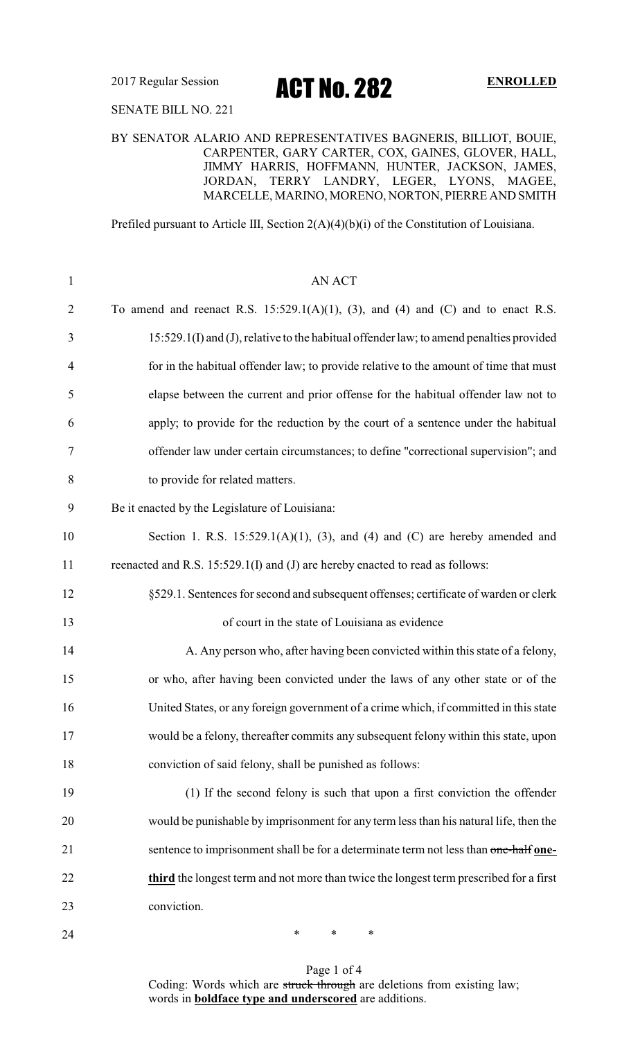2017 Regular Session

# ACT No. 282

**ENROLLED**

SENATE BILL NO. 221

BY SENATOR ALARIO AND REPRESENTATIVES BAGNERIS, BILLIOT, BOUIE, CARPENTER, GARY CARTER, COX, GAINES, GLOVER, HALL, JIMMY HARRIS, HOFFMANN, HUNTER, JACKSON, JAMES, JORDAN, TERRY LANDRY, LEGER, LYONS, MAGEE, MARCELLE, MARINO, MORENO, NORTON, PIERRE AND SMITH

Prefiled pursuant to Article III, Section 2(A)(4)(b)(i) of the Constitution of Louisiana.

AN ACT

To amend and reenact R.S. 15:529.1(A)(1), (3), and (4) and (C) and to enact R.S. 15:529.1(I) and (J), relative to the habitual offender law; to amend penalties provided for in the habitual offender law; to provide relative to the amount of time that must elapse between the current and prior offense for the habitual offender law not to apply; to provide for the reduction by the court of a sentence under the habitual offender law under certain circumstances; to define "correctional supervision"; and to provide for related matters.

Be it enacted by the Legislature of Louisiana:

Section 1. R.S. 15:529.1(A)(1), (3), and (4) and (C) are hereby amended and reenacted and R.S. 15:529.1(I) and (J) are hereby enacted to read as follows:

§529.1. Sentences for second and subsequent offenses; certificate of warden or clerk of court in the state of Louisiana as evidence

A. Any person who, after having been convicted within this state of a felony, or who, after having been convicted under the laws of any other state or of the United States, or any foreign government of a crime which, if committed in this state would be a felony, thereafter commits any subsequent felony within this state, upon conviction of said felony, shall be punished as follows:

(1) If the second felony is such that upon a first conviction the offender would be punishable by imprisonment for any term less than his natural life, then the sentence to imprisonment shall be for a determinate term not less than ~~one-half~~ **one-third** the longest term and not more than twice the longest term prescribed for a first conviction.

\* \* \*

Coding: Words which are ~~struck through~~ are deletions from existing law; words in **boldface type and underscored** are additions.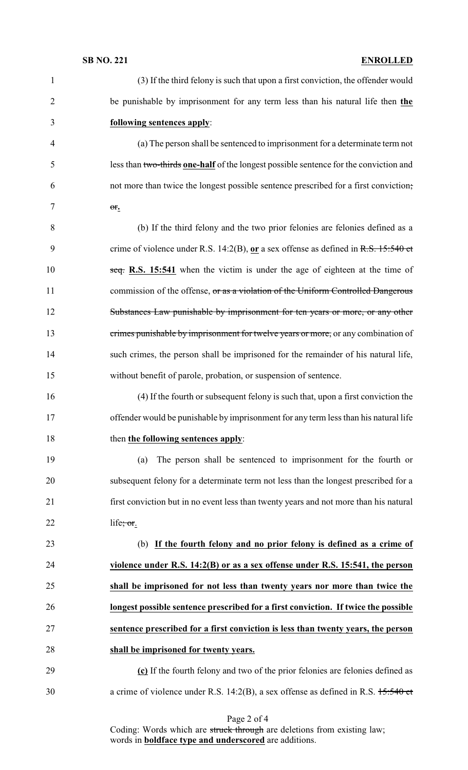(3) If the third felony is such that upon a first conviction, the offender would be punishable by imprisonment for any term less than his natural life then **the following sentences apply**:

(a) The person shall be sentenced to imprisonment for a determinate term not less than ~~two-thirds~~ **one-half** of the longest possible sentence for the conviction and not more than twice the longest possible sentence prescribed for a first conviction~~; or~~.

(b) If the third felony and the two prior felonies are felonies defined as a crime of violence under R.S. 14:2(B), **or** a sex offense as defined in ~~R.S. 15:540 et seq.~~ **R.S. 15:541** when the victim is under the age of eighteen at the time of commission of the offense, ~~or as a violation of the Uniform Controlled Dangerous Substances Law punishable by imprisonment for ten years or more, or any other crimes punishable by imprisonment for twelve years or more,~~ or any combination of such crimes, the person shall be imprisoned for the remainder of his natural life, without benefit of parole, probation, or suspension of sentence.

(4) If the fourth or subsequent felony is such that, upon a first conviction the offender would be punishable by imprisonment for any term less than his natural life then **the following sentences apply**:

(a) The person shall be sentenced to imprisonment for the fourth or subsequent felony for a determinate term not less than the longest prescribed for a first conviction but in no event less than twenty years and not more than his natural life~~; or~~.

(b) **If the fourth felony and no prior felony is defined as a crime of violence under R.S. 14:2(B) or as a sex offense under R.S. 15:541, the person shall be imprisoned for not less than twenty years nor more than twice the longest possible sentence prescribed for a first conviction. If twice the possible sentence prescribed for a first conviction is less than twenty years, the person shall be imprisoned for twenty years.**

**(c)** If the fourth felony and two of the prior felonies are felonies defined as a crime of violence under R.S. 14:2(B), a sex offense as defined in R.S. ~~15:540 et~~

Coding: Words which are ~~struck through~~ are deletions from existing law; words in **boldface type and underscored** are additions.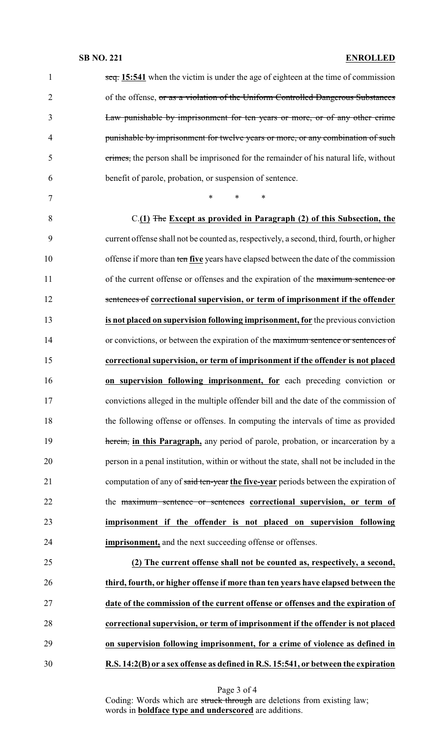~~seq.~~ **15:541** when the victim is under the age of eighteen at the time of commission of the offense, ~~or as a violation of the Uniform Controlled Dangerous Substances Law punishable by imprisonment for ten years or more, or of any other crime punishable by imprisonment for twelve years or more, or any combination of such crimes,~~ the person shall be imprisoned for the remainder of his natural life, without benefit of parole, probation, or suspension of sentence.

\* \* \*

C.**(1)** ~~The~~ **Except as provided in Paragraph (2) of this Subsection, the** current offense shall not be counted as, respectively, a second, third, fourth, or higher offense if more than ~~ten~~ **five** years have elapsed between the date of the commission of the current offense or offenses and the expiration of the ~~maximum sentence or sentences of~~ **correctional supervision, or term of imprisonment if the offender is not placed on supervision following imprisonment, for** the previous conviction or convictions, or between the expiration of the ~~maximum sentence or sentences of~~ **correctional supervision, or term of imprisonment if the offender is not placed on supervision following imprisonment, for** each preceding conviction or convictions alleged in the multiple offender bill and the date of the commission of the following offense or offenses. In computing the intervals of time as provided ~~herein,~~ **in this Paragraph,** any period of parole, probation, or incarceration by a person in a penal institution, within or without the state, shall not be included in the computation of any of ~~said ten-year~~ **the five-year** periods between the expiration of the ~~maximum sentence or sentences~~ **correctional supervision, or term of imprisonment if the offender is not placed on supervision following imprisonment,** and the next succeeding offense or offenses.

**(2) The current offense shall not be counted as, respectively, a second, third, fourth, or higher offense if more than ten years have elapsed between the date of the commission of the current offense or offenses and the expiration of correctional supervision, or term of imprisonment if the offender is not placed on supervision following imprisonment, for a crime of violence as defined in R.S. 14:2(B) or a sex offense as defined in R.S. 15:541, or between the expiration**

Coding: Words which are ~~struck through~~ are deletions from existing law; words in **boldface type and underscored** are additions.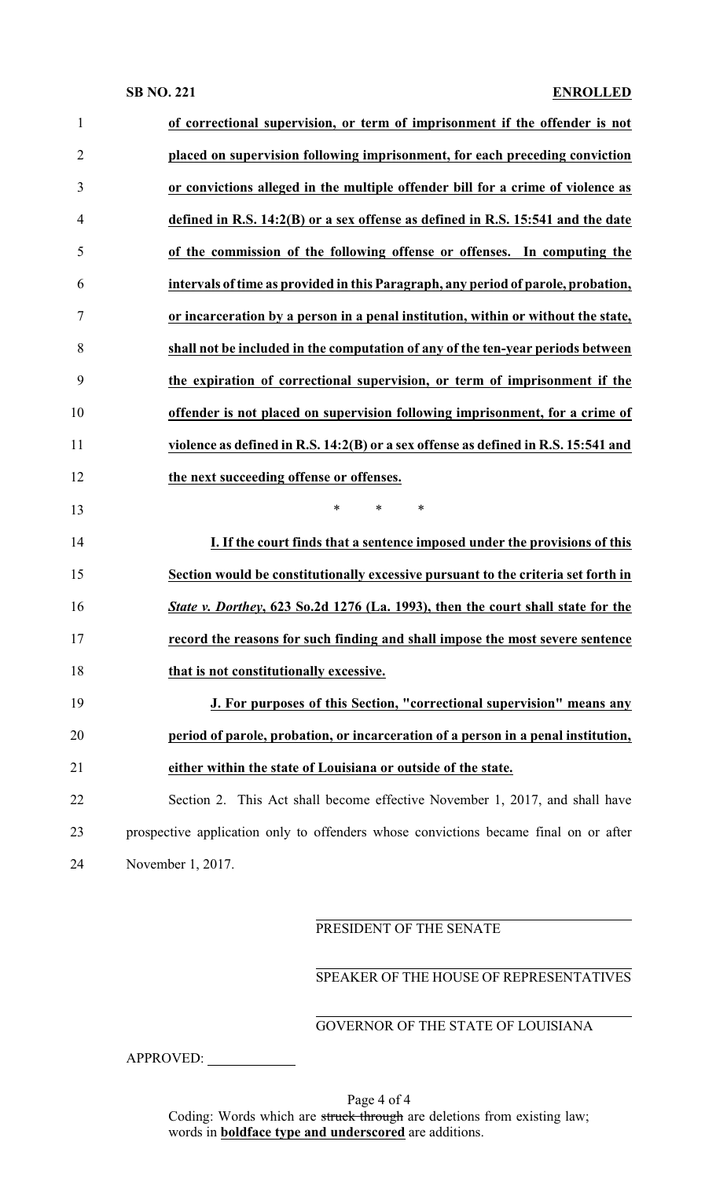**of correctional supervision, or term of imprisonment if the offender is not placed on supervision following imprisonment, for each preceding conviction or convictions alleged in the multiple offender bill for a crime of violence as defined in R.S. 14:2(B) or a sex offense as defined in R.S. 15:541 and the date of the commission of the following offense or offenses. In computing the intervals of time as provided in this Paragraph, any period of parole, probation, or incarceration by a person in a penal institution, within or without the state, shall not be included in the computation of any of the ten-year periods between the expiration of correctional supervision, or term of imprisonment if the offender is not placed on supervision following imprisonment, for a crime of violence as defined in R.S. 14:2(B) or a sex offense as defined in R.S. 15:541 and the next succeeding offense or offenses.**

\* \* \*

**I. If the court finds that a sentence imposed under the provisions of this Section would be constitutionally excessive pursuant to the criteria set forth in *State v. Dorthey*, 623 So.2d 1276 (La. 1993), then the court shall state for the record the reasons for such finding and shall impose the most severe sentence that is not constitutionally excessive.**

**J. For purposes of this Section, "correctional supervision" means any period of parole, probation, or incarceration of a person in a penal institution, either within the state of Louisiana or outside of the state.**

Section 2. This Act shall become effective November 1, 2017, and shall have prospective application only to offenders whose convictions became final on or after November 1, 2017.

PRESIDENT OF THE SENATE

SPEAKER OF THE HOUSE OF REPRESENTATIVES

GOVERNOR OF THE STATE OF LOUISIANA

APPROVED: \_\_\_\_\_\_\_\_\_\_\_\_

Coding: Words which are ~~struck through~~ are deletions from existing law; words in **boldface type and underscored** are additions.